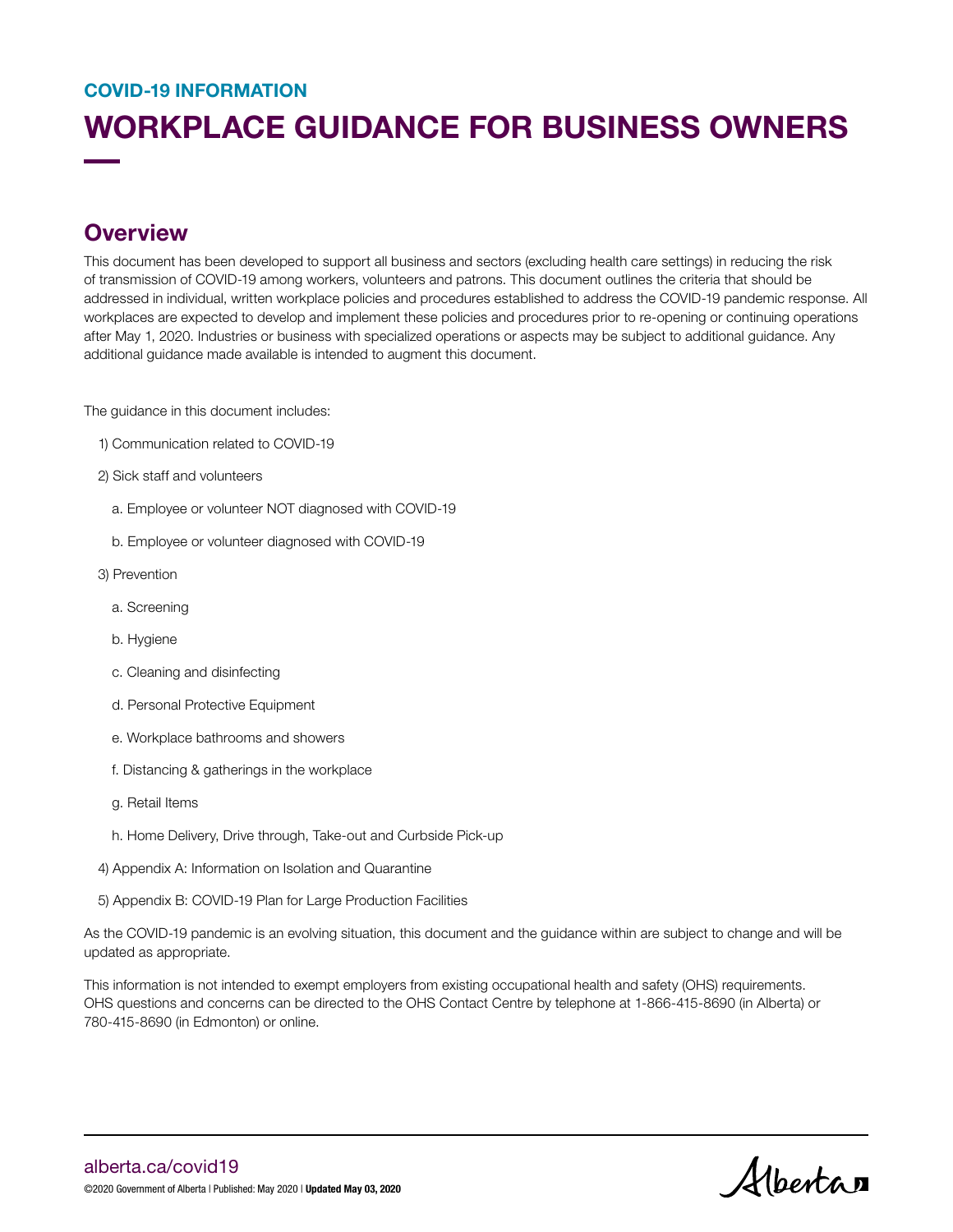COVID-19 INFORMATION

# WORKPLACE GUIDANCE FOR BUSINESS OWNERS

## Overview

This document has been developed to support all business and sectors (excluding health care settings) in reducing the risk of transmission of COVID-19 among workers, volunteers and patrons. This document outlines the criteria that should be addressed in individual, written workplace policies and procedures established to address the COVID-19 pandemic response. All workplaces are expected to develop and implement these policies and procedures prior to re-opening or continuing operations after May 1, 2020. Industries or business with specialized operations or aspects may be subject to additional guidance. Any additional guidance made available is intended to augment this document.

The guidance in this document includes:

1) Communication related to COVID-19
2) Sick staff and volunteers
   a. Employee or volunteer NOT diagnosed with COVID-19
   b. Employee or volunteer diagnosed with COVID-19
3) Prevention
   a. Screening
   b. Hygiene
   c. Cleaning and disinfecting
   d. Personal Protective Equipment
   e. Workplace bathrooms and showers
   f. Distancing & gatherings in the workplace
   g. Retail Items
   h. Home Delivery, Drive through, Take-out and Curbside Pick-up
4) Appendix A: Information on Isolation and Quarantine
5) Appendix B: COVID-19 Plan for Large Production Facilities

As the COVID-19 pandemic is an evolving situation, this document and the guidance within are subject to change and will be updated as appropriate.

This information is not intended to exempt employers from existing occupational health and safety (OHS) requirements. OHS questions and concerns can be directed to the OHS Contact Centre by telephone at 1-866-415-8690 (in Alberta) or 780-415-8690 (in Edmonton) or online.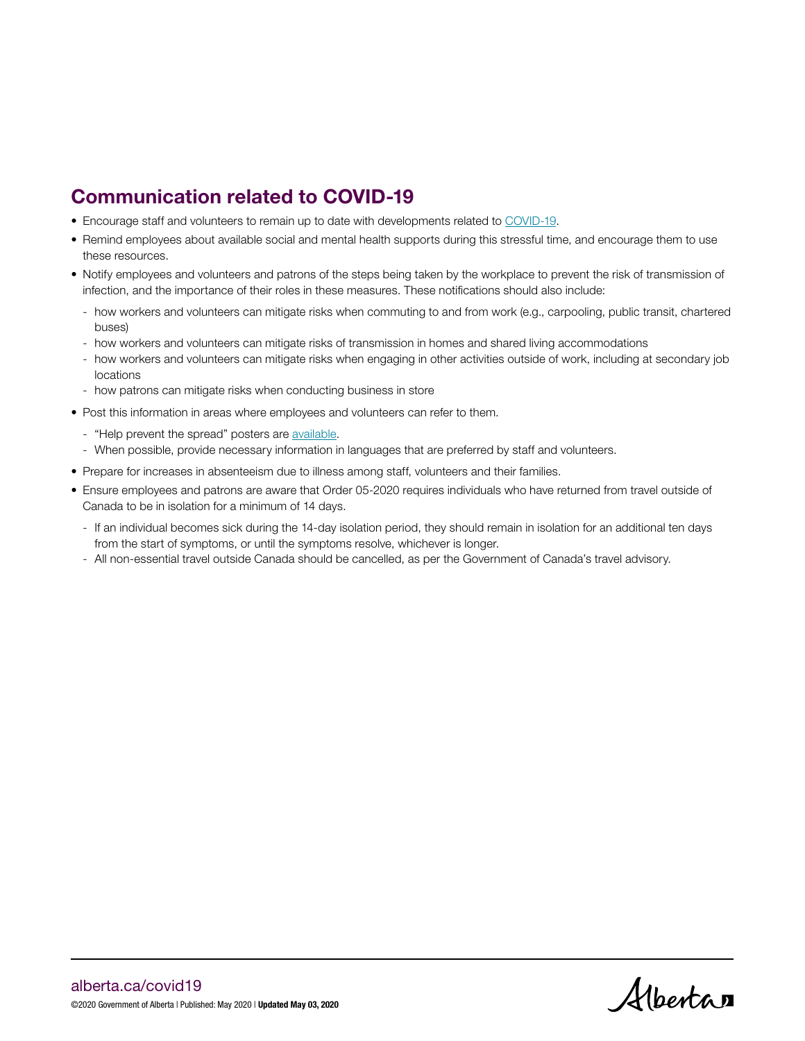## Communication related to COVID-19

- Encourage staff and volunteers to remain up to date with developments related to COVID-19.
- Remind employees about available social and mental health supports during this stressful time, and encourage them to use these resources.
- Notify employees and volunteers and patrons of the steps being taken by the workplace to prevent the risk of transmission of infection, and the importance of their roles in these measures. These notifications should also include:
  - how workers and volunteers can mitigate risks when commuting to and from work (e.g., carpooling, public transit, chartered buses)
  - how workers and volunteers can mitigate risks of transmission in homes and shared living accommodations
  - how workers and volunteers can mitigate risks when engaging in other activities outside of work, including at secondary job locations
  - how patrons can mitigate risks when conducting business in store
- Post this information in areas where employees and volunteers can refer to them.
  - "Help prevent the spread" posters are available.
  - When possible, provide necessary information in languages that are preferred by staff and volunteers.
- Prepare for increases in absenteeism due to illness among staff, volunteers and their families.
- Ensure employees and patrons are aware that Order 05-2020 requires individuals who have returned from travel outside of Canada to be in isolation for a minimum of 14 days.
  - If an individual becomes sick during the 14-day isolation period, they should remain in isolation for an additional ten days from the start of symptoms, or until the symptoms resolve, whichever is longer.
  - All non-essential travel outside Canada should be cancelled, as per the Government of Canada's travel advisory.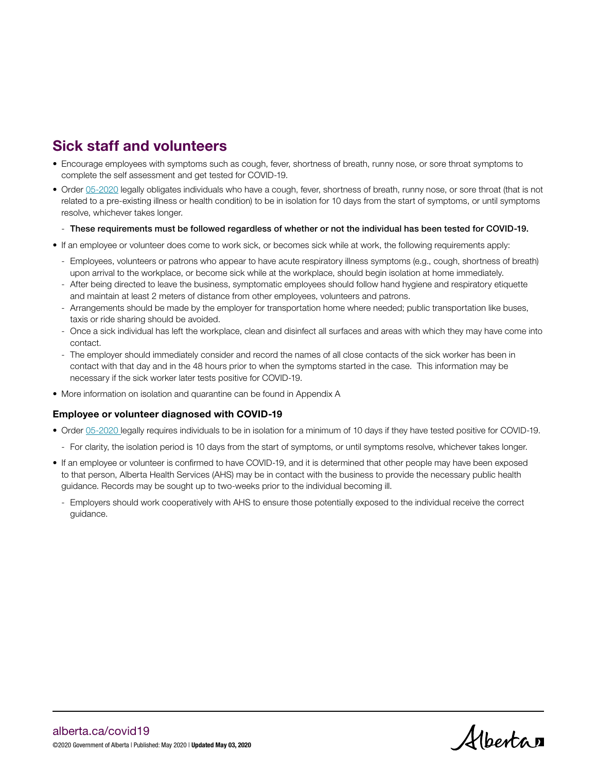## Sick staff and volunteers

- Encourage employees with symptoms such as cough, fever, shortness of breath, runny nose, or sore throat symptoms to complete the self assessment and get tested for COVID-19.
- Order 05-2020 legally obligates individuals who have a cough, fever, shortness of breath, runny nose, or sore throat (that is not related to a pre-existing illness or health condition) to be in isolation for 10 days from the start of symptoms, or until symptoms resolve, whichever takes longer.
  - **These requirements must be followed regardless of whether or not the individual has been tested for COVID-19.**
- If an employee or volunteer does come to work sick, or becomes sick while at work, the following requirements apply:
  - Employees, volunteers or patrons who appear to have acute respiratory illness symptoms (e.g., cough, shortness of breath) upon arrival to the workplace, or become sick while at the workplace, should begin isolation at home immediately.
  - After being directed to leave the business, symptomatic employees should follow hand hygiene and respiratory etiquette and maintain at least 2 meters of distance from other employees, volunteers and patrons.
  - Arrangements should be made by the employer for transportation home where needed; public transportation like buses, taxis or ride sharing should be avoided.
  - Once a sick individual has left the workplace, clean and disinfect all surfaces and areas with which they may have come into contact.
  - The employer should immediately consider and record the names of all close contacts of the sick worker has been in contact with that day and in the 48 hours prior to when the symptoms started in the case. This information may be necessary if the sick worker later tests positive for COVID-19.
- More information on isolation and quarantine can be found in Appendix A

### Employee or volunteer diagnosed with COVID-19

- Order 05-2020 legally requires individuals to be in isolation for a minimum of 10 days if they have tested positive for COVID-19.
  - For clarity, the isolation period is 10 days from the start of symptoms, or until symptoms resolve, whichever takes longer.
- If an employee or volunteer is confirmed to have COVID-19, and it is determined that other people may have been exposed to that person, Alberta Health Services (AHS) may be in contact with the business to provide the necessary public health guidance. Records may be sought up to two-weeks prior to the individual becoming ill.
  - Employers should work cooperatively with AHS to ensure those potentially exposed to the individual receive the correct guidance.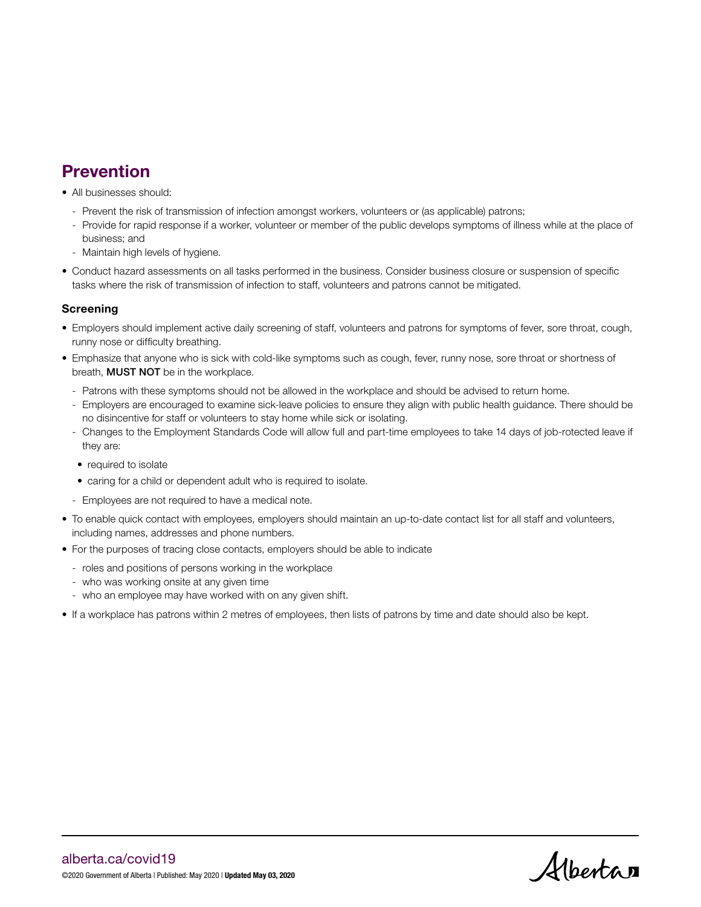## Prevention

- All businesses should:
  - Prevent the risk of transmission of infection amongst workers, volunteers or (as applicable) patrons;
  - Provide for rapid response if a worker, volunteer or member of the public develops symptoms of illness while at the place of business; and
  - Maintain high levels of hygiene.
- Conduct hazard assessments on all tasks performed in the business. Consider business closure or suspension of specific tasks where the risk of transmission of infection to staff, volunteers and patrons cannot be mitigated.

### Screening

- Employers should implement active daily screening of staff, volunteers and patrons for symptoms of fever, sore throat, cough, runny nose or difficulty breathing.
- Emphasize that anyone who is sick with cold-like symptoms such as cough, fever, runny nose, sore throat or shortness of breath, **MUST NOT** be in the workplace.
  - Patrons with these symptoms should not be allowed in the workplace and should be advised to return home.
  - Employers are encouraged to examine sick-leave policies to ensure they align with public health guidance. There should be no disincentive for staff or volunteers to stay home while sick or isolating.
  - Changes to the Employment Standards Code will allow full and part-time employees to take 14 days of job-rotected leave if they are:
    - required to isolate
    - caring for a child or dependent adult who is required to isolate.
  - Employees are not required to have a medical note.
- To enable quick contact with employees, employers should maintain an up-to-date contact list for all staff and volunteers, including names, addresses and phone numbers.
- For the purposes of tracing close contacts, employers should be able to indicate
  - roles and positions of persons working in the workplace
  - who was working onsite at any given time
  - who an employee may have worked with on any given shift.
- If a workplace has patrons within 2 metres of employees, then lists of patrons by time and date should also be kept.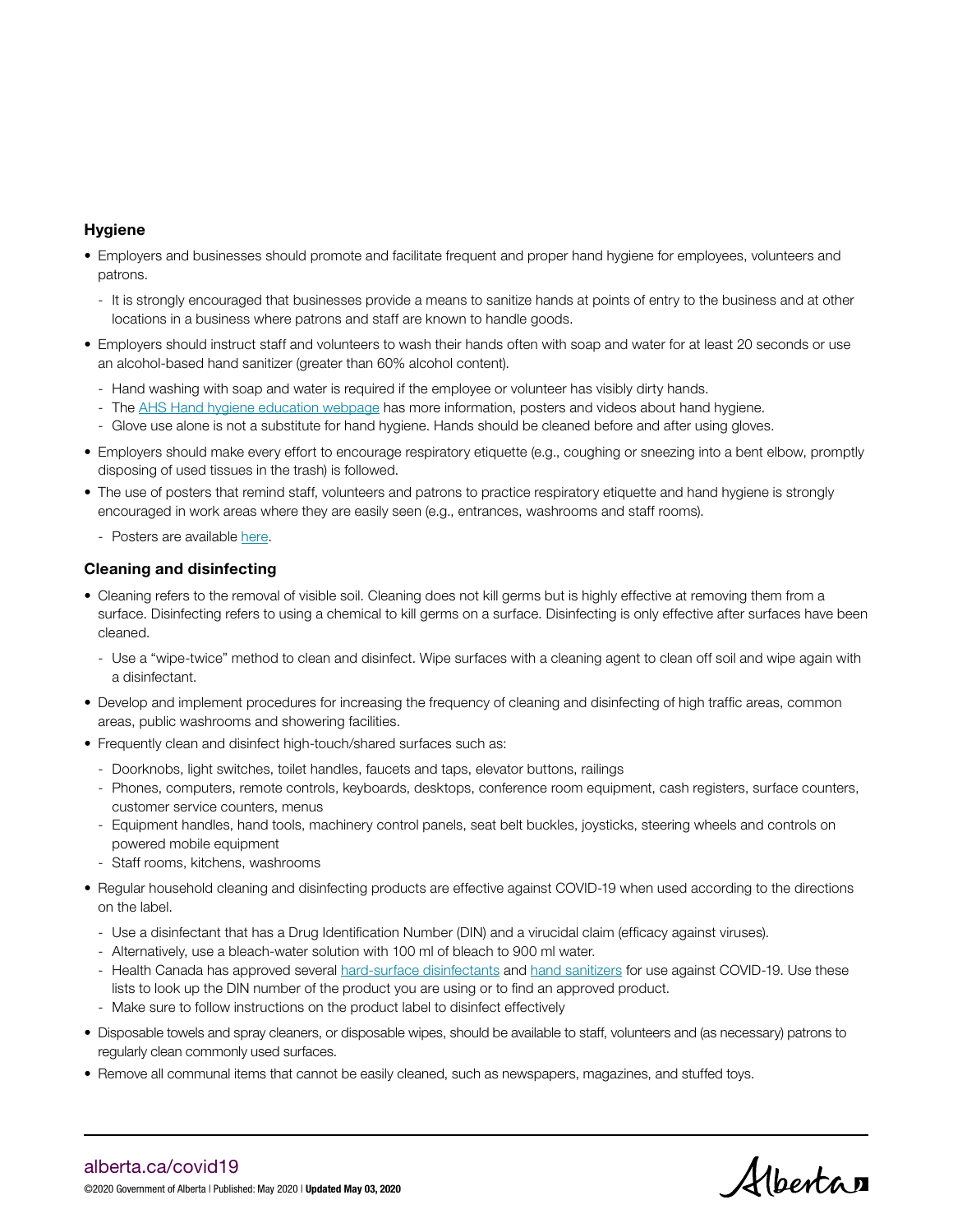### Hygiene

- Employers and businesses should promote and facilitate frequent and proper hand hygiene for employees, volunteers and patrons.
  - It is strongly encouraged that businesses provide a means to sanitize hands at points of entry to the business and at other locations in a business where patrons and staff are known to handle goods.
- Employers should instruct staff and volunteers to wash their hands often with soap and water for at least 20 seconds or use an alcohol-based hand sanitizer (greater than 60% alcohol content).
  - Hand washing with soap and water is required if the employee or volunteer has visibly dirty hands.
  - The AHS Hand hygiene education webpage has more information, posters and videos about hand hygiene.
  - Glove use alone is not a substitute for hand hygiene. Hands should be cleaned before and after using gloves.
- Employers should make every effort to encourage respiratory etiquette (e.g., coughing or sneezing into a bent elbow, promptly disposing of used tissues in the trash) is followed.
- The use of posters that remind staff, volunteers and patrons to practice respiratory etiquette and hand hygiene is strongly encouraged in work areas where they are easily seen (e.g., entrances, washrooms and staff rooms).
  - Posters are available here.

### Cleaning and disinfecting

- Cleaning refers to the removal of visible soil. Cleaning does not kill germs but is highly effective at removing them from a surface. Disinfecting refers to using a chemical to kill germs on a surface. Disinfecting is only effective after surfaces have been cleaned.
  - Use a "wipe-twice" method to clean and disinfect. Wipe surfaces with a cleaning agent to clean off soil and wipe again with a disinfectant.
- Develop and implement procedures for increasing the frequency of cleaning and disinfecting of high traffic areas, common areas, public washrooms and showering facilities.
- Frequently clean and disinfect high-touch/shared surfaces such as:
  - Doorknobs, light switches, toilet handles, faucets and taps, elevator buttons, railings
  - Phones, computers, remote controls, keyboards, desktops, conference room equipment, cash registers, surface counters, customer service counters, menus
  - Equipment handles, hand tools, machinery control panels, seat belt buckles, joysticks, steering wheels and controls on powered mobile equipment
  - Staff rooms, kitchens, washrooms
- Regular household cleaning and disinfecting products are effective against COVID-19 when used according to the directions on the label.
  - Use a disinfectant that has a Drug Identification Number (DIN) and a virucidal claim (efficacy against viruses).
  - Alternatively, use a bleach-water solution with 100 ml of bleach to 900 ml water.
  - Health Canada has approved several hard-surface disinfectants and hand sanitizers for use against COVID-19. Use these lists to look up the DIN number of the product you are using or to find an approved product.
  - Make sure to follow instructions on the product label to disinfect effectively
- Disposable towels and spray cleaners, or disposable wipes, should be available to staff, volunteers and (as necessary) patrons to regularly clean commonly used surfaces.
- Remove all communal items that cannot be easily cleaned, such as newspapers, magazines, and stuffed toys.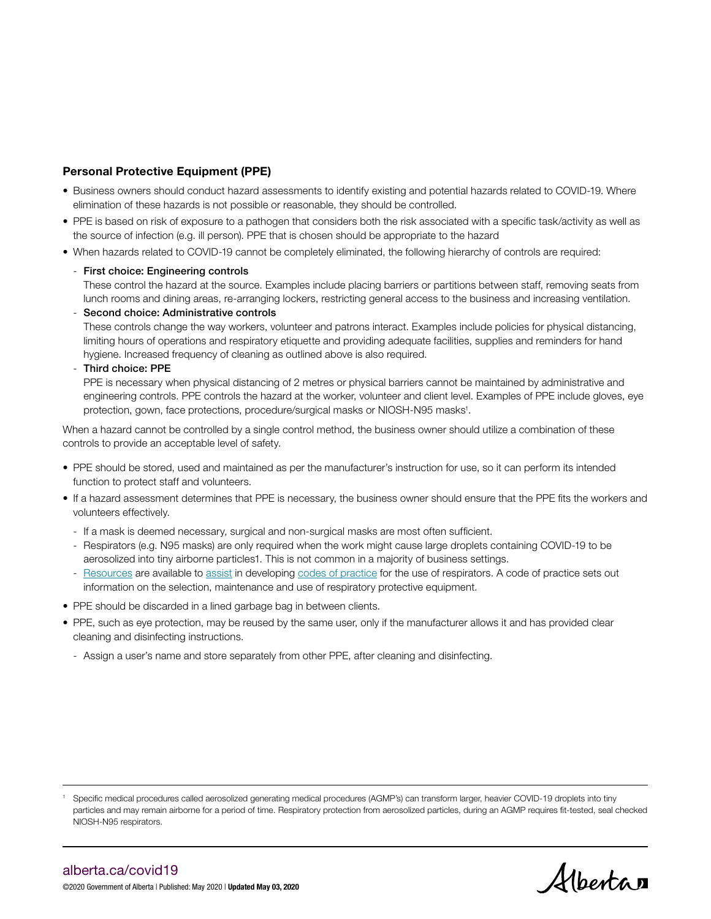## Personal Protective Equipment (PPE)

- Business owners should conduct hazard assessments to identify existing and potential hazards related to COVID-19. Where elimination of these hazards is not possible or reasonable, they should be controlled.
- PPE is based on risk of exposure to a pathogen that considers both the risk associated with a specific task/activity as well as the source of infection (e.g. ill person). PPE that is chosen should be appropriate to the hazard
- When hazards related to COVID-19 cannot be completely eliminated, the following hierarchy of controls are required:
  - **First choice: Engineering controls**
    These control the hazard at the source. Examples include placing barriers or partitions between staff, removing seats from lunch rooms and dining areas, re-arranging lockers, restricting general access to the business and increasing ventilation.
  - **Second choice: Administrative controls**
    These controls change the way workers, volunteer and patrons interact. Examples include policies for physical distancing, limiting hours of operations and respiratory etiquette and providing adequate facilities, supplies and reminders for hand hygiene. Increased frequency of cleaning as outlined above is also required.
  - **Third choice: PPE**
    PPE is necessary when physical distancing of 2 metres or physical barriers cannot be maintained by administrative and engineering controls. PPE controls the hazard at the worker, volunteer and client level. Examples of PPE include gloves, eye protection, gown, face protections, procedure/surgical masks or NIOSH-N95 masks[1].

When a hazard cannot be controlled by a single control method, the business owner should utilize a combination of these controls to provide an acceptable level of safety.

- PPE should be stored, used and maintained as per the manufacturer's instruction for use, so it can perform its intended function to protect staff and volunteers.
- If a hazard assessment determines that PPE is necessary, the business owner should ensure that the PPE fits the workers and volunteers effectively.
  - If a mask is deemed necessary, surgical and non-surgical masks are most often sufficient.
  - Respirators (e.g. N95 masks) are only required when the work might cause large droplets containing COVID-19 to be aerosolized into tiny airborne particles1. This is not common in a majority of business settings.
  - Resources are available to assist in developing codes of practice for the use of respirators. A code of practice sets out information on the selection, maintenance and use of respiratory protective equipment.
- PPE should be discarded in a lined garbage bag in between clients.
- PPE, such as eye protection, may be reused by the same user, only if the manufacturer allows it and has provided clear cleaning and disinfecting instructions.
  - Assign a user's name and store separately from other PPE, after cleaning and disinfecting.

---

[1] Specific medical procedures called aerosolized generating medical procedures (AGMP's) can transform larger, heavier COVID-19 droplets into tiny particles and may remain airborne for a period of time. Respiratory protection from aerosolized particles, during an AGMP requires fit-tested, seal checked NIOSH-N95 respirators.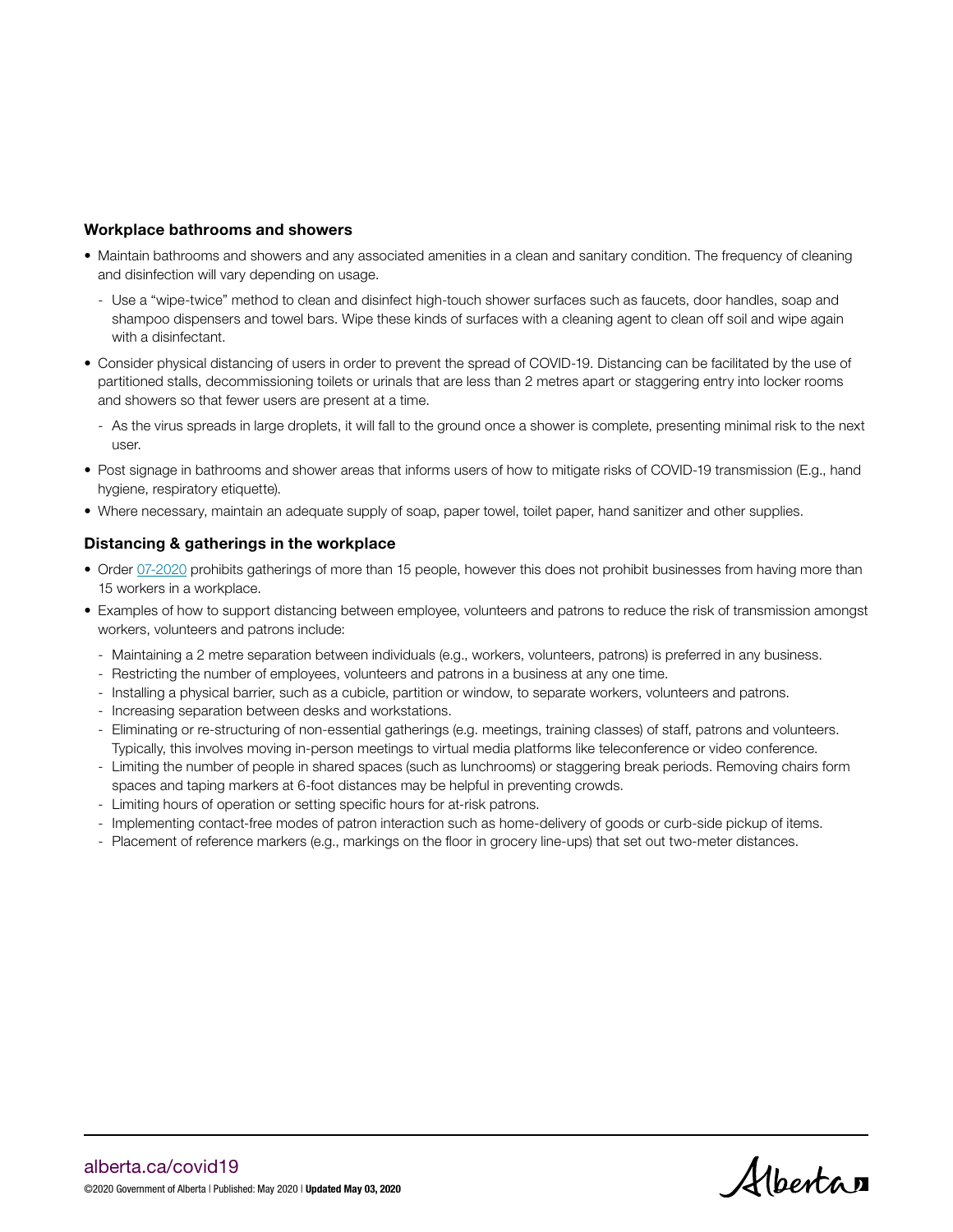### Workplace bathrooms and showers

- Maintain bathrooms and showers and any associated amenities in a clean and sanitary condition. The frequency of cleaning and disinfection will vary depending on usage.
  - Use a "wipe-twice" method to clean and disinfect high-touch shower surfaces such as faucets, door handles, soap and shampoo dispensers and towel bars. Wipe these kinds of surfaces with a cleaning agent to clean off soil and wipe again with a disinfectant.
- Consider physical distancing of users in order to prevent the spread of COVID-19. Distancing can be facilitated by the use of partitioned stalls, decommissioning toilets or urinals that are less than 2 metres apart or staggering entry into locker rooms and showers so that fewer users are present at a time.
  - As the virus spreads in large droplets, it will fall to the ground once a shower is complete, presenting minimal risk to the next user.
- Post signage in bathrooms and shower areas that informs users of how to mitigate risks of COVID-19 transmission (E.g., hand hygiene, respiratory etiquette).
- Where necessary, maintain an adequate supply of soap, paper towel, toilet paper, hand sanitizer and other supplies.

### Distancing & gatherings in the workplace

- Order 07-2020 prohibits gatherings of more than 15 people, however this does not prohibit businesses from having more than 15 workers in a workplace.
- Examples of how to support distancing between employee, volunteers and patrons to reduce the risk of transmission amongst workers, volunteers and patrons include:
  - Maintaining a 2 metre separation between individuals (e.g., workers, volunteers, patrons) is preferred in any business.
  - Restricting the number of employees, volunteers and patrons in a business at any one time.
  - Installing a physical barrier, such as a cubicle, partition or window, to separate workers, volunteers and patrons.
  - Increasing separation between desks and workstations.
  - Eliminating or re-structuring of non-essential gatherings (e.g. meetings, training classes) of staff, patrons and volunteers. Typically, this involves moving in-person meetings to virtual media platforms like teleconference or video conference.
  - Limiting the number of people in shared spaces (such as lunchrooms) or staggering break periods. Removing chairs form spaces and taping markers at 6-foot distances may be helpful in preventing crowds.
  - Limiting hours of operation or setting specific hours for at-risk patrons.
  - Implementing contact-free modes of patron interaction such as home-delivery of goods or curb-side pickup of items.
  - Placement of reference markers (e.g., markings on the floor in grocery line-ups) that set out two-meter distances.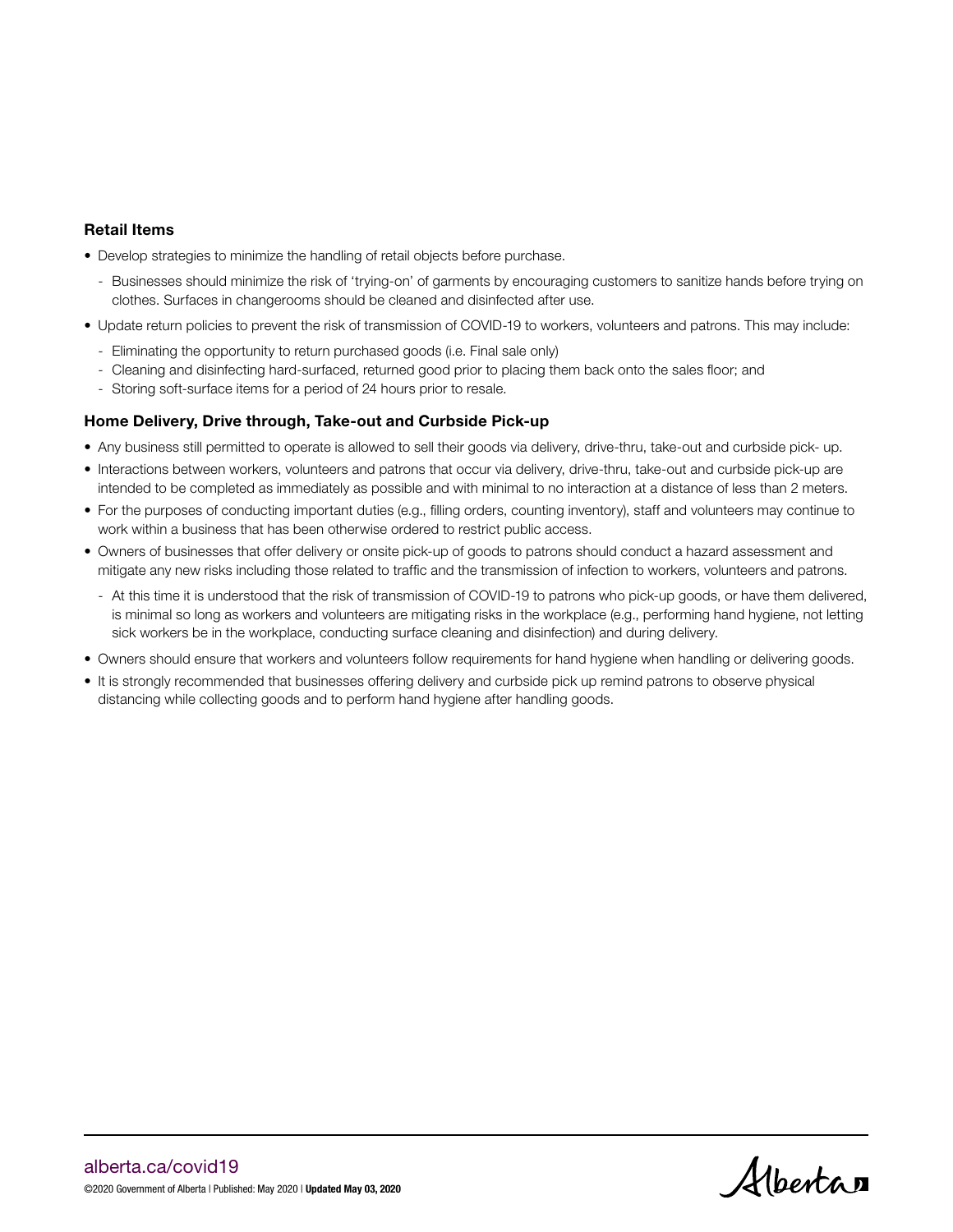### Retail Items

- Develop strategies to minimize the handling of retail objects before purchase.
  - Businesses should minimize the risk of 'trying-on' of garments by encouraging customers to sanitize hands before trying on clothes. Surfaces in changerooms should be cleaned and disinfected after use.
- Update return policies to prevent the risk of transmission of COVID-19 to workers, volunteers and patrons. This may include:
  - Eliminating the opportunity to return purchased goods (i.e. Final sale only)
  - Cleaning and disinfecting hard-surfaced, returned good prior to placing them back onto the sales floor; and
  - Storing soft-surface items for a period of 24 hours prior to resale.

### Home Delivery, Drive through, Take-out and Curbside Pick-up

- Any business still permitted to operate is allowed to sell their goods via delivery, drive-thru, take-out and curbside pick- up.
- Interactions between workers, volunteers and patrons that occur via delivery, drive-thru, take-out and curbside pick-up are intended to be completed as immediately as possible and with minimal to no interaction at a distance of less than 2 meters.
- For the purposes of conducting important duties (e.g., filling orders, counting inventory), staff and volunteers may continue to work within a business that has been otherwise ordered to restrict public access.
- Owners of businesses that offer delivery or onsite pick-up of goods to patrons should conduct a hazard assessment and mitigate any new risks including those related to traffic and the transmission of infection to workers, volunteers and patrons.
  - At this time it is understood that the risk of transmission of COVID-19 to patrons who pick-up goods, or have them delivered, is minimal so long as workers and volunteers are mitigating risks in the workplace (e.g., performing hand hygiene, not letting sick workers be in the workplace, conducting surface cleaning and disinfection) and during delivery.
- Owners should ensure that workers and volunteers follow requirements for hand hygiene when handling or delivering goods.
- It is strongly recommended that businesses offering delivery and curbside pick up remind patrons to observe physical distancing while collecting goods and to perform hand hygiene after handling goods.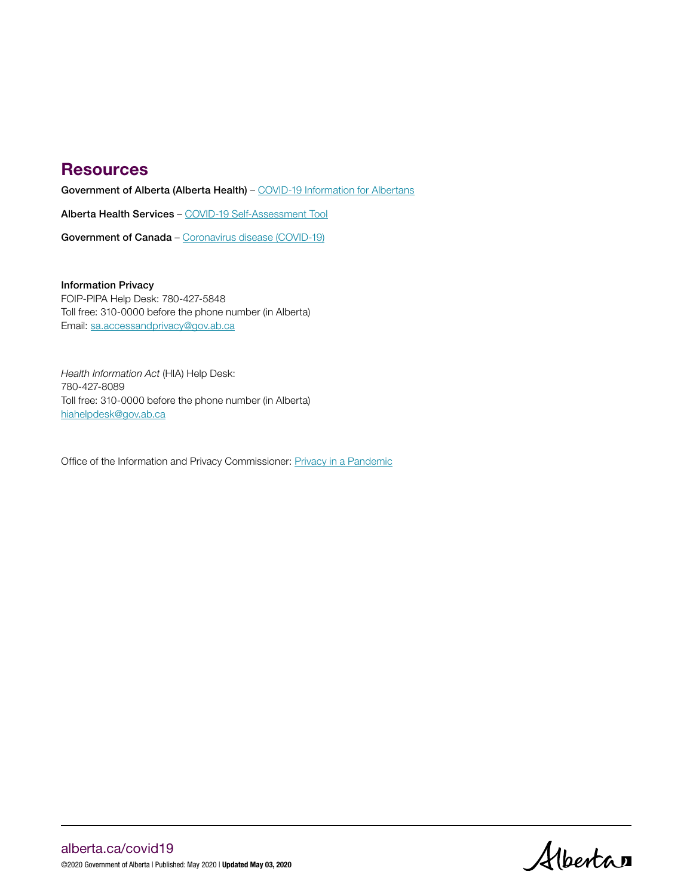## Resources

**Government of Alberta (Alberta Health)** – COVID-19 Information for Albertans

**Alberta Health Services** – COVID-19 Self-Assessment Tool

**Government of Canada** – Coronavirus disease (COVID-19)

**Information Privacy**
FOIP-PIPA Help Desk: 780-427-5848
Toll free: 310-0000 before the phone number (in Alberta)
Email: sa.accessandprivacy@gov.ab.ca

*Health Information Act* (HIA) Help Desk:
780-427-8089
Toll free: 310-0000 before the phone number (in Alberta)
hiahelpdesk@gov.ab.ca

Office of the Information and Privacy Commissioner: Privacy in a Pandemic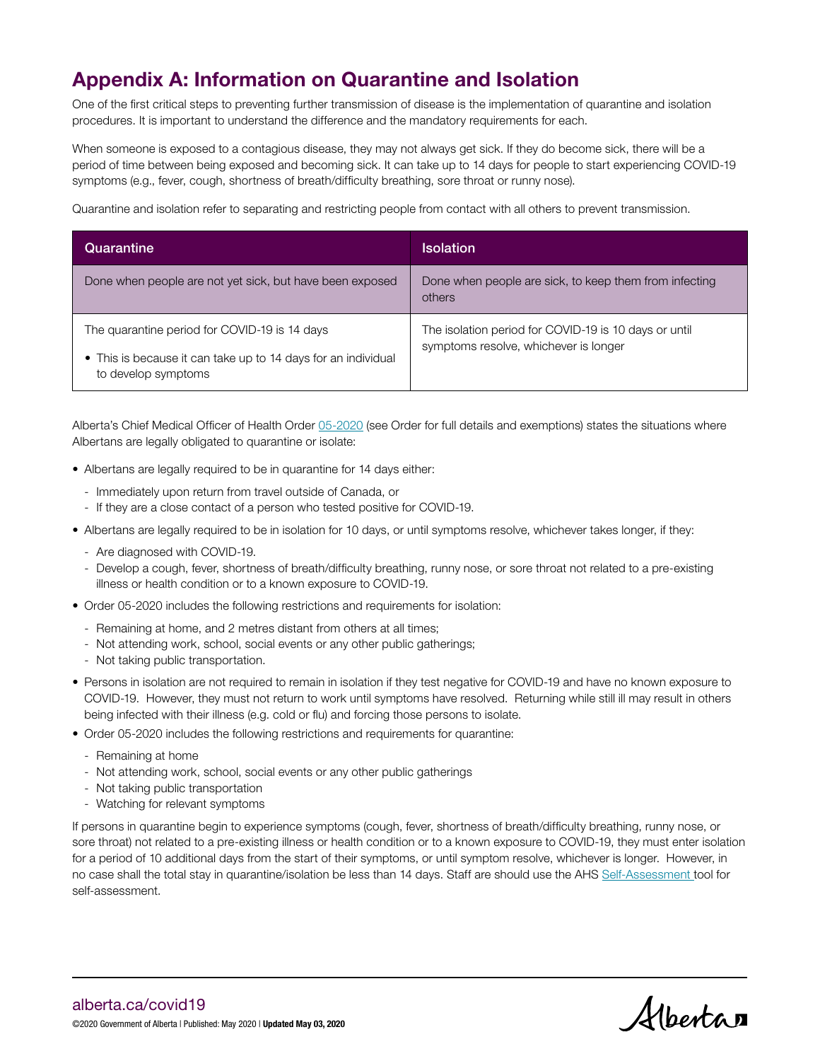## Appendix A: Information on Quarantine and Isolation

One of the first critical steps to preventing further transmission of disease is the implementation of quarantine and isolation procedures. It is important to understand the difference and the mandatory requirements for each.

When someone is exposed to a contagious disease, they may not always get sick. If they do become sick, there will be a period of time between being exposed and becoming sick. It can take up to 14 days for people to start experiencing COVID-19 symptoms (e.g., fever, cough, shortness of breath/difficulty breathing, sore throat or runny nose).

Quarantine and isolation refer to separating and restricting people from contact with all others to prevent transmission.

| Quarantine | Isolation |
|---|---|
| Done when people are not yet sick, but have been exposed | Done when people are sick, to keep them from infecting others |
| The quarantine period for COVID-19 is 14 days<br>• This is because it can take up to 14 days for an individual to develop symptoms | The isolation period for COVID-19 is 10 days or until symptoms resolve, whichever is longer |

Alberta's Chief Medical Officer of Health Order 05-2020 (see Order for full details and exemptions) states the situations where Albertans are legally obligated to quarantine or isolate:

- Albertans are legally required to be in quarantine for 14 days either:
  - Immediately upon return from travel outside of Canada, or
  - If they are a close contact of a person who tested positive for COVID-19.
- Albertans are legally required to be in isolation for 10 days, or until symptoms resolve, whichever takes longer, if they:
  - Are diagnosed with COVID-19.
  - Develop a cough, fever, shortness of breath/difficulty breathing, runny nose, or sore throat not related to a pre-existing illness or health condition or to a known exposure to COVID-19.
- Order 05-2020 includes the following restrictions and requirements for isolation:
  - Remaining at home, and 2 metres distant from others at all times;
  - Not attending work, school, social events or any other public gatherings;
  - Not taking public transportation.
- Persons in isolation are not required to remain in isolation if they test negative for COVID-19 and have no known exposure to COVID-19. However, they must not return to work until symptoms have resolved. Returning while still ill may result in others being infected with their illness (e.g. cold or flu) and forcing those persons to isolate.
- Order 05-2020 includes the following restrictions and requirements for quarantine:
  - Remaining at home
  - Not attending work, school, social events or any other public gatherings
  - Not taking public transportation
  - Watching for relevant symptoms

If persons in quarantine begin to experience symptoms (cough, fever, shortness of breath/difficulty breathing, runny nose, or sore throat) not related to a pre-existing illness or health condition or to a known exposure to COVID-19, they must enter isolation for a period of 10 additional days from the start of their symptoms, or until symptom resolve, whichever is longer. However, in no case shall the total stay in quarantine/isolation be less than 14 days. Staff are should use the AHS Self-Assessment tool for self-assessment.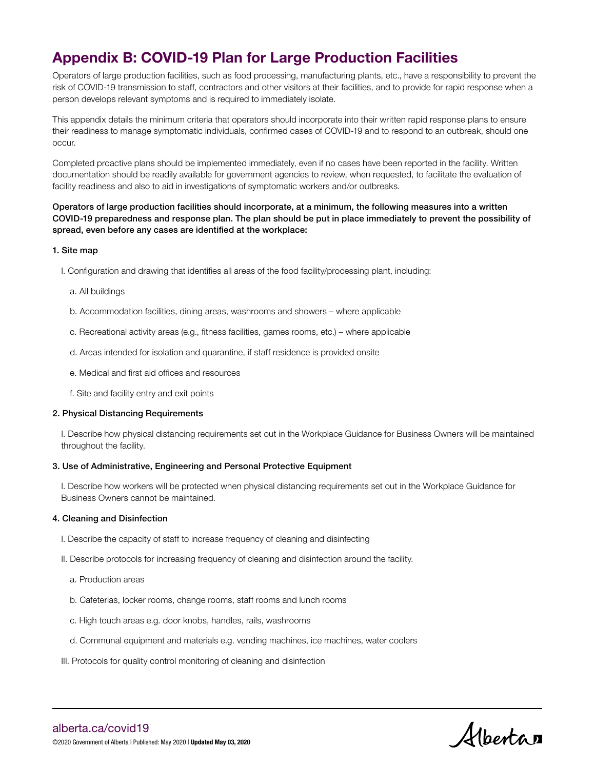# Appendix B: COVID-19 Plan for Large Production Facilities

Operators of large production facilities, such as food processing, manufacturing plants, etc., have a responsibility to prevent the risk of COVID-19 transmission to staff, contractors and other visitors at their facilities, and to provide for rapid response when a person develops relevant symptoms and is required to immediately isolate.

This appendix details the minimum criteria that operators should incorporate into their written rapid response plans to ensure their readiness to manage symptomatic individuals, confirmed cases of COVID-19 and to respond to an outbreak, should one occur.

Completed proactive plans should be implemented immediately, even if no cases have been reported in the facility. Written documentation should be readily available for government agencies to review, when requested, to facilitate the evaluation of facility readiness and also to aid in investigations of symptomatic workers and/or outbreaks.

**Operators of large production facilities should incorporate, at a minimum, the following measures into a written COVID-19 preparedness and response plan. The plan should be put in place immediately to prevent the possibility of spread, even before any cases are identified at the workplace:**

**1. Site map**

I. Configuration and drawing that identifies all areas of the food facility/processing plant, including:

a. All buildings

b. Accommodation facilities, dining areas, washrooms and showers – where applicable

c. Recreational activity areas (e.g., fitness facilities, games rooms, etc.) – where applicable

d. Areas intended for isolation and quarantine, if staff residence is provided onsite

e. Medical and first aid offices and resources

f. Site and facility entry and exit points

**2. Physical Distancing Requirements**

I. Describe how physical distancing requirements set out in the Workplace Guidance for Business Owners will be maintained throughout the facility.

**3. Use of Administrative, Engineering and Personal Protective Equipment**

I. Describe how workers will be protected when physical distancing requirements set out in the Workplace Guidance for Business Owners cannot be maintained.

**4. Cleaning and Disinfection**

I. Describe the capacity of staff to increase frequency of cleaning and disinfecting

II. Describe protocols for increasing frequency of cleaning and disinfection around the facility.

a. Production areas

b. Cafeterias, locker rooms, change rooms, staff rooms and lunch rooms

c. High touch areas e.g. door knobs, handles, rails, washrooms

d. Communal equipment and materials e.g. vending machines, ice machines, water coolers

III. Protocols for quality control monitoring of cleaning and disinfection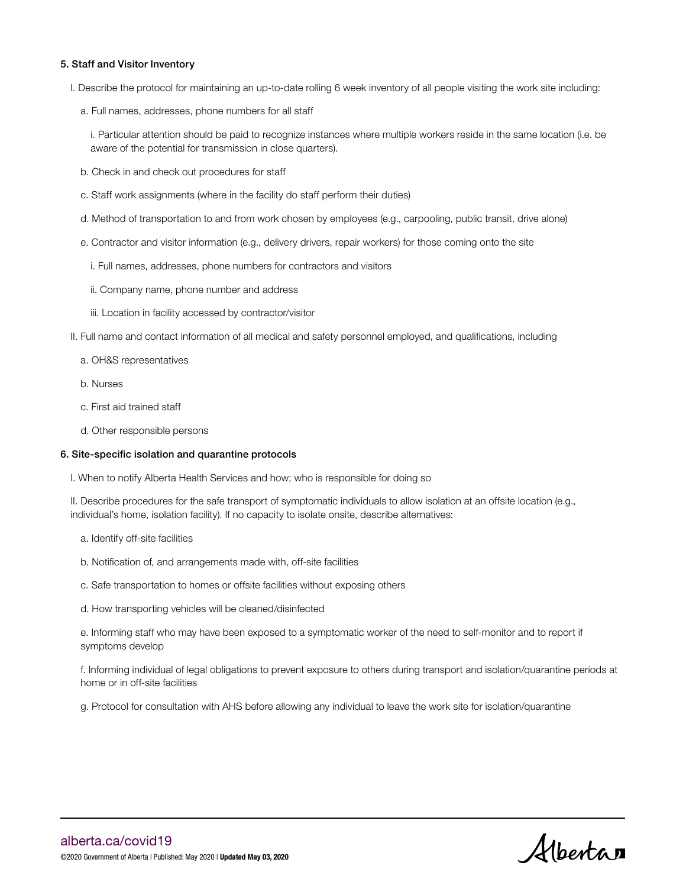#### 5. Staff and Visitor Inventory

I. Describe the protocol for maintaining an up-to-date rolling 6 week inventory of all people visiting the work site including:

a. Full names, addresses, phone numbers for all staff

i. Particular attention should be paid to recognize instances where multiple workers reside in the same location (i.e. be aware of the potential for transmission in close quarters).

b. Check in and check out procedures for staff

c. Staff work assignments (where in the facility do staff perform their duties)

d. Method of transportation to and from work chosen by employees (e.g., carpooling, public transit, drive alone)

e. Contractor and visitor information (e.g., delivery drivers, repair workers) for those coming onto the site

i. Full names, addresses, phone numbers for contractors and visitors

ii. Company name, phone number and address

iii. Location in facility accessed by contractor/visitor

II. Full name and contact information of all medical and safety personnel employed, and qualifications, including

a. OH&S representatives

b. Nurses

c. First aid trained staff

d. Other responsible persons

#### 6. Site-specific isolation and quarantine protocols

I. When to notify Alberta Health Services and how; who is responsible for doing so

II. Describe procedures for the safe transport of symptomatic individuals to allow isolation at an offsite location (e.g., individual's home, isolation facility). If no capacity to isolate onsite, describe alternatives:

a. Identify off-site facilities

b. Notification of, and arrangements made with, off-site facilities

c. Safe transportation to homes or offsite facilities without exposing others

d. How transporting vehicles will be cleaned/disinfected

e. Informing staff who may have been exposed to a symptomatic worker of the need to self-monitor and to report if symptoms develop

f. Informing individual of legal obligations to prevent exposure to others during transport and isolation/quarantine periods at home or in off-site facilities

g. Protocol for consultation with AHS before allowing any individual to leave the work site for isolation/quarantine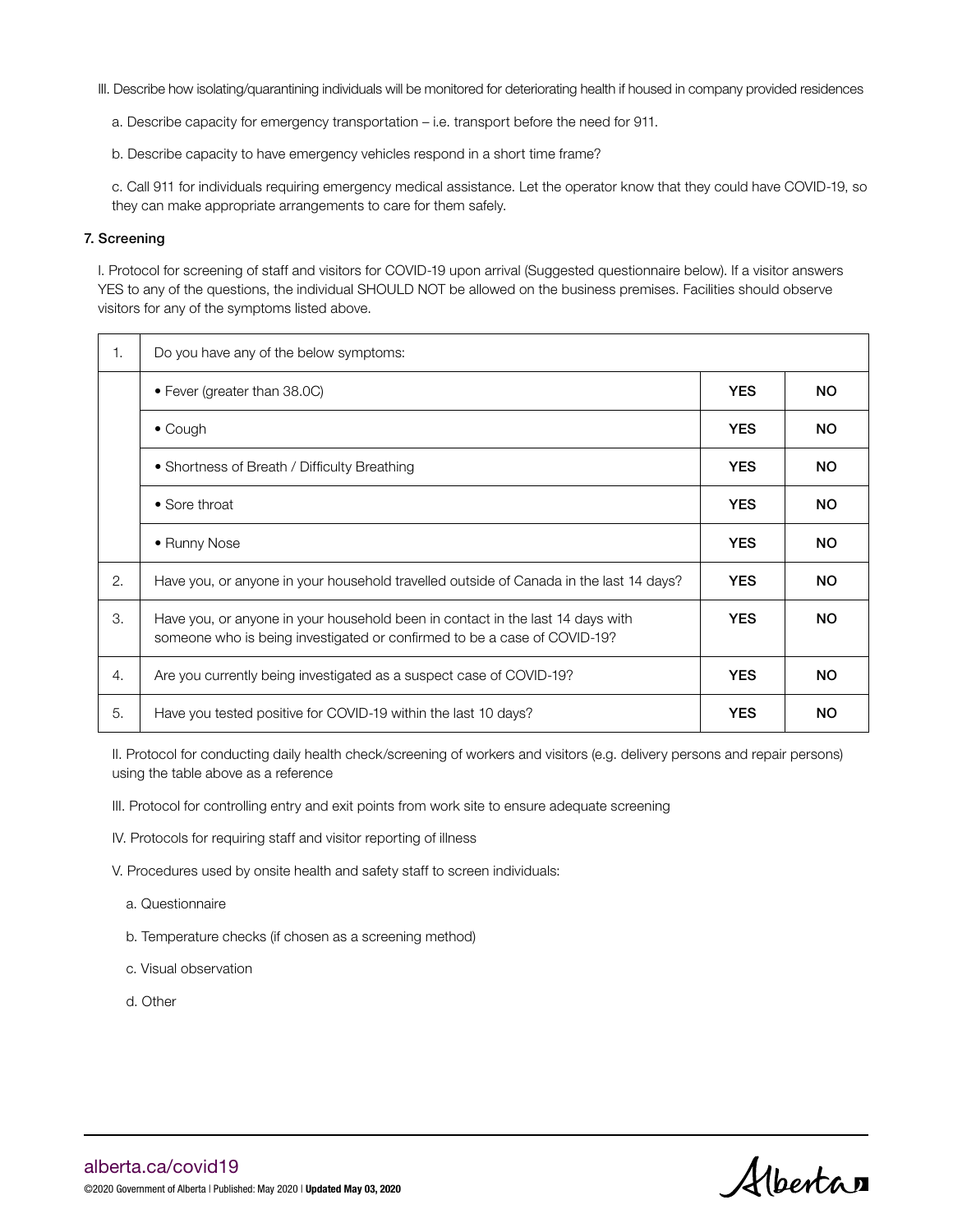III. Describe how isolating/quarantining individuals will be monitored for deteriorating health if housed in company provided residences

a. Describe capacity for emergency transportation – i.e. transport before the need for 911.

b. Describe capacity to have emergency vehicles respond in a short time frame?

c. Call 911 for individuals requiring emergency medical assistance. Let the operator know that they could have COVID-19, so they can make appropriate arrangements to care for them safely.

### 7. Screening

I. Protocol for screening of staff and visitors for COVID-19 upon arrival (Suggested questionnaire below). If a visitor answers YES to any of the questions, the individual SHOULD NOT be allowed on the business premises. Facilities should observe visitors for any of the symptoms listed above.

| | | | |
|---|---|---|---|
| 1. | Do you have any of the below symptoms: | | |
| | • Fever (greater than 38.0C) | **YES** | **NO** |
| | • Cough | **YES** | **NO** |
| | • Shortness of Breath / Difficulty Breathing | **YES** | **NO** |
| | • Sore throat | **YES** | **NO** |
| | • Runny Nose | **YES** | **NO** |
| 2. | Have you, or anyone in your household travelled outside of Canada in the last 14 days? | **YES** | **NO** |
| 3. | Have you, or anyone in your household been in contact in the last 14 days with someone who is being investigated or confirmed to be a case of COVID-19? | **YES** | **NO** |
| 4. | Are you currently being investigated as a suspect case of COVID-19? | **YES** | **NO** |
| 5. | Have you tested positive for COVID-19 within the last 10 days? | **YES** | **NO** |

II. Protocol for conducting daily health check/screening of workers and visitors (e.g. delivery persons and repair persons) using the table above as a reference

III. Protocol for controlling entry and exit points from work site to ensure adequate screening

IV. Protocols for requiring staff and visitor reporting of illness

V. Procedures used by onsite health and safety staff to screen individuals:

a. Questionnaire

b. Temperature checks (if chosen as a screening method)

c. Visual observation

d. Other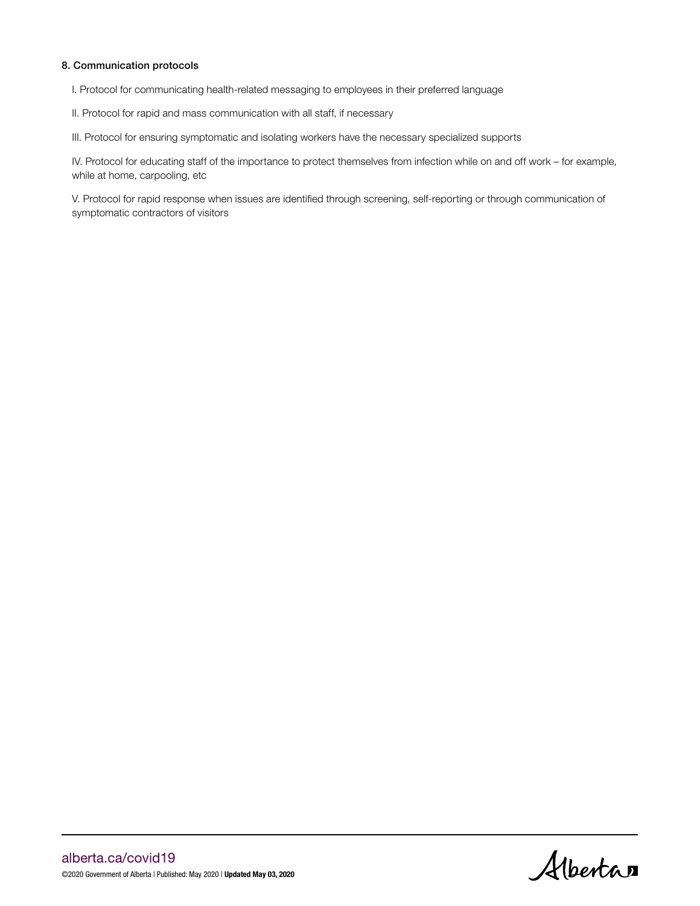8. Communication protocols

I. Protocol for communicating health-related messaging to employees in their preferred language

II. Protocol for rapid and mass communication with all staff, if necessary

III. Protocol for ensuring symptomatic and isolating workers have the necessary specialized supports

IV. Protocol for educating staff of the importance to protect themselves from infection while on and off work – for example, while at home, carpooling, etc

V. Protocol for rapid response when issues are identified through screening, self-reporting or through communication of symptomatic contractors of visitors